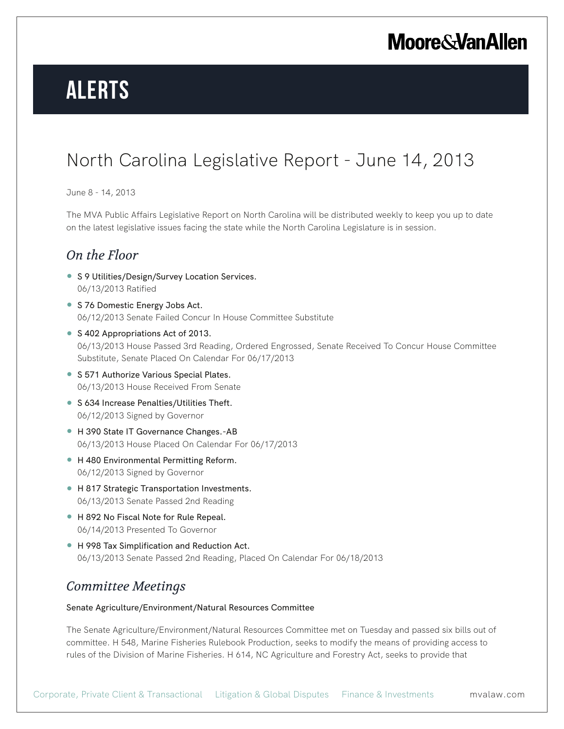# ALERTS

## North Carolina Legislative Report - June 14, 2013

June 8 - 14, 2013

The MVA Public Affairs Legislative Report on North Carolina will be distributed weekly to keep you up to date on the latest legislative issues facing the state while the North Carolina Legislature is in session.

### *On the Floor*

- S 9 Utilities/Design/Survey Location Services.
  06/13/2013 Ratified
- S 76 Domestic Energy Jobs Act.
  06/12/2013 Senate Failed Concur In House Committee Substitute
- S 402 Appropriations Act of 2013.
  06/13/2013 House Passed 3rd Reading, Ordered Engrossed, Senate Received To Concur House Committee Substitute, Senate Placed On Calendar For 06/17/2013
- S 571 Authorize Various Special Plates.
  06/13/2013 House Received From Senate
- S 634 Increase Penalties/Utilities Theft.
  06/12/2013 Signed by Governor
- H 390 State IT Governance Changes.-AB
  06/13/2013 House Placed On Calendar For 06/17/2013
- H 480 Environmental Permitting Reform.
  06/12/2013 Signed by Governor
- H 817 Strategic Transportation Investments.
  06/13/2013 Senate Passed 2nd Reading
- H 892 No Fiscal Note for Rule Repeal.
  06/14/2013 Presented To Governor
- H 998 Tax Simplification and Reduction Act.
  06/13/2013 Senate Passed 2nd Reading, Placed On Calendar For 06/18/2013

### *Committee Meetings*

#### Senate Agriculture/Environment/Natural Resources Committee

The Senate Agriculture/Environment/Natural Resources Committee met on Tuesday and passed six bills out of committee. H 548, Marine Fisheries Rulebook Production, seeks to modify the means of providing access to rules of the Division of Marine Fisheries. H 614, NC Agriculture and Forestry Act, seeks to provide that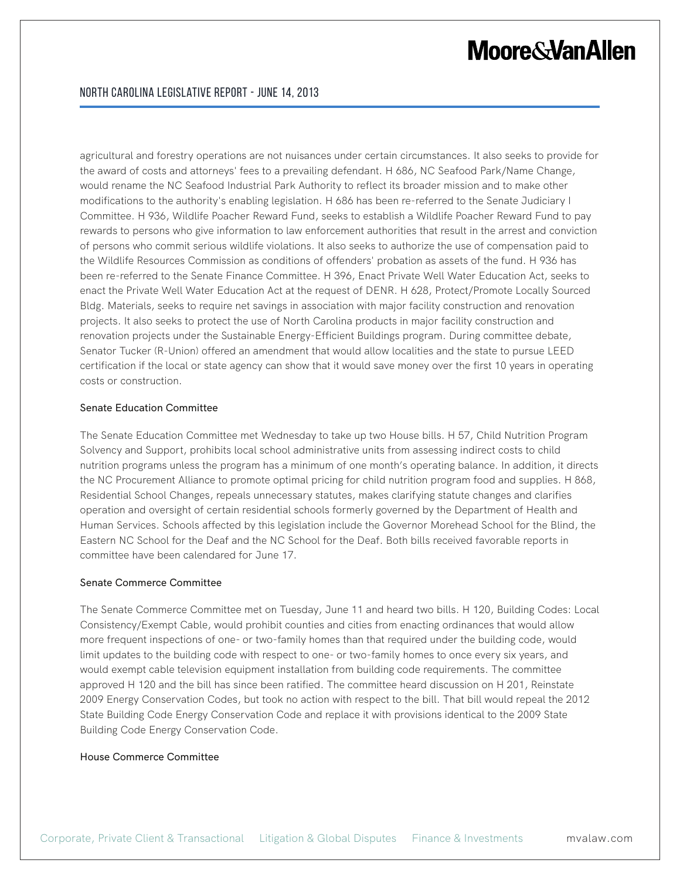agricultural and forestry operations are not nuisances under certain circumstances. It also seeks to provide for the award of costs and attorneys' fees to a prevailing defendant. H 686, NC Seafood Park/Name Change, would rename the NC Seafood Industrial Park Authority to reflect its broader mission and to make other modifications to the authority's enabling legislation. H 686 has been re-referred to the Senate Judiciary I Committee. H 936, Wildlife Poacher Reward Fund, seeks to establish a Wildlife Poacher Reward Fund to pay rewards to persons who give information to law enforcement authorities that result in the arrest and conviction of persons who commit serious wildlife violations. It also seeks to authorize the use of compensation paid to the Wildlife Resources Commission as conditions of offenders' probation as assets of the fund. H 936 has been re-referred to the Senate Finance Committee. H 396, Enact Private Well Water Education Act, seeks to enact the Private Well Water Education Act at the request of DENR. H 628, Protect/Promote Locally Sourced Bldg. Materials, seeks to require net savings in association with major facility construction and renovation projects. It also seeks to protect the use of North Carolina products in major facility construction and renovation projects under the Sustainable Energy-Efficient Buildings program. During committee debate, Senator Tucker (R-Union) offered an amendment that would allow localities and the state to pursue LEED certification if the local or state agency can show that it would save money over the first 10 years in operating costs or construction.

### Senate Education Committee

The Senate Education Committee met Wednesday to take up two House bills. H 57, Child Nutrition Program Solvency and Support, prohibits local school administrative units from assessing indirect costs to child nutrition programs unless the program has a minimum of one month's operating balance. In addition, it directs the NC Procurement Alliance to promote optimal pricing for child nutrition program food and supplies. H 868, Residential School Changes, repeals unnecessary statutes, makes clarifying statute changes and clarifies operation and oversight of certain residential schools formerly governed by the Department of Health and Human Services. Schools affected by this legislation include the Governor Morehead School for the Blind, the Eastern NC School for the Deaf and the NC School for the Deaf. Both bills received favorable reports in committee have been calendared for June 17.

### Senate Commerce Committee

The Senate Commerce Committee met on Tuesday, June 11 and heard two bills. H 120, Building Codes: Local Consistency/Exempt Cable, would prohibit counties and cities from enacting ordinances that would allow more frequent inspections of one- or two-family homes than that required under the building code, would limit updates to the building code with respect to one- or two-family homes to once every six years, and would exempt cable television equipment installation from building code requirements. The committee approved H 120 and the bill has since been ratified. The committee heard discussion on H 201, Reinstate 2009 Energy Conservation Codes, but took no action with respect to the bill. That bill would repeal the 2012 State Building Code Energy Conservation Code and replace it with provisions identical to the 2009 State Building Code Energy Conservation Code.

### House Commerce Committee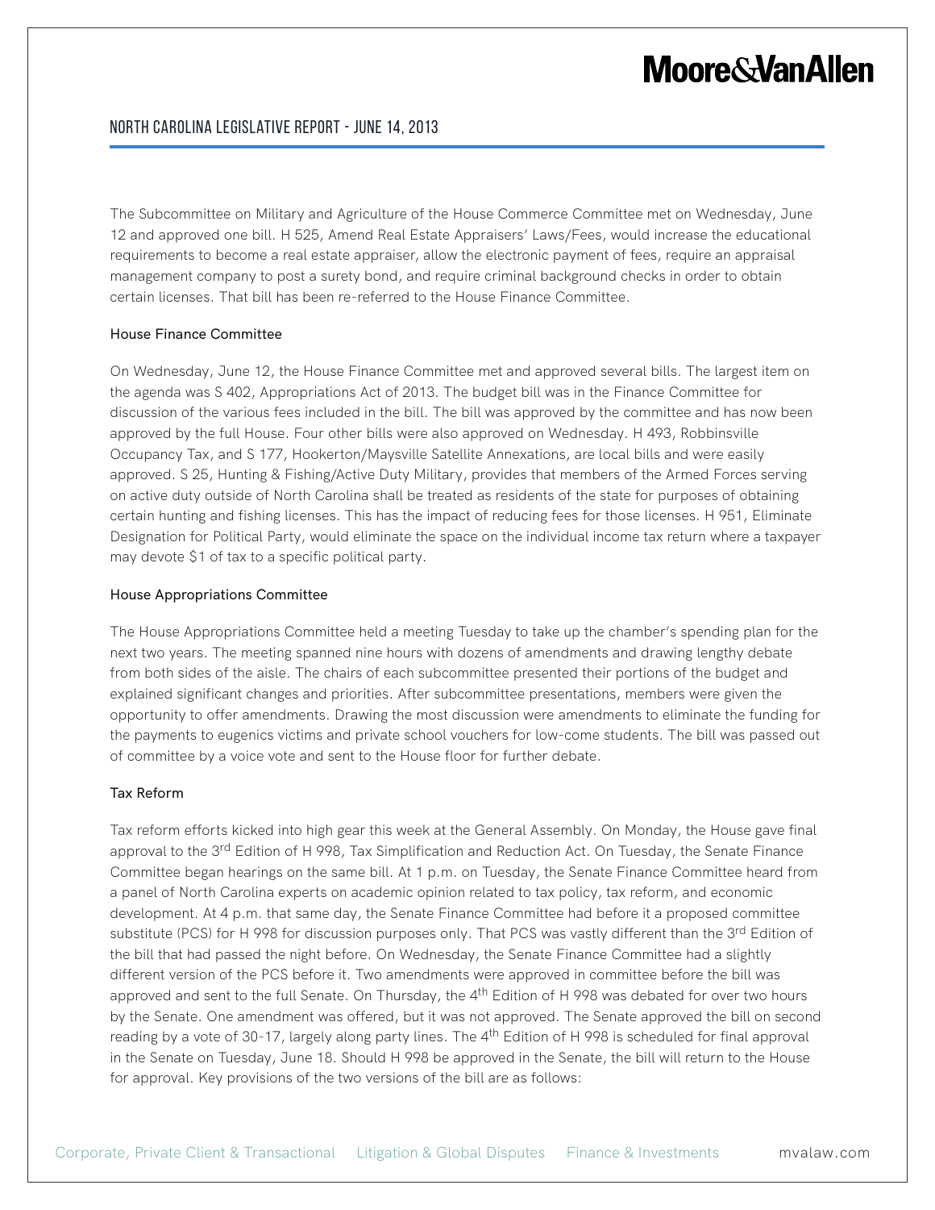The Subcommittee on Military and Agriculture of the House Commerce Committee met on Wednesday, June 12 and approved one bill. H 525, Amend Real Estate Appraisers' Laws/Fees, would increase the educational requirements to become a real estate appraiser, allow the electronic payment of fees, require an appraisal management company to post a surety bond, and require criminal background checks in order to obtain certain licenses. That bill has been re-referred to the House Finance Committee.

### House Finance Committee

On Wednesday, June 12, the House Finance Committee met and approved several bills. The largest item on the agenda was S 402, Appropriations Act of 2013. The budget bill was in the Finance Committee for discussion of the various fees included in the bill. The bill was approved by the committee and has now been approved by the full House. Four other bills were also approved on Wednesday. H 493, Robbinsville Occupancy Tax, and S 177, Hookerton/Maysville Satellite Annexations, are local bills and were easily approved. S 25, Hunting & Fishing/Active Duty Military, provides that members of the Armed Forces serving on active duty outside of North Carolina shall be treated as residents of the state for purposes of obtaining certain hunting and fishing licenses. This has the impact of reducing fees for those licenses. H 951, Eliminate Designation for Political Party, would eliminate the space on the individual income tax return where a taxpayer may devote $1 of tax to a specific political party.

### House Appropriations Committee

The House Appropriations Committee held a meeting Tuesday to take up the chamber's spending plan for the next two years. The meeting spanned nine hours with dozens of amendments and drawing lengthy debate from both sides of the aisle. The chairs of each subcommittee presented their portions of the budget and explained significant changes and priorities. After subcommittee presentations, members were given the opportunity to offer amendments. Drawing the most discussion were amendments to eliminate the funding for the payments to eugenics victims and private school vouchers for low-come students. The bill was passed out of committee by a voice vote and sent to the House floor for further debate.

### Tax Reform

Tax reform efforts kicked into high gear this week at the General Assembly. On Monday, the House gave final approval to the 3rd Edition of H 998, Tax Simplification and Reduction Act. On Tuesday, the Senate Finance Committee began hearings on the same bill. At 1 p.m. on Tuesday, the Senate Finance Committee heard from a panel of North Carolina experts on academic opinion related to tax policy, tax reform, and economic development. At 4 p.m. that same day, the Senate Finance Committee had before it a proposed committee substitute (PCS) for H 998 for discussion purposes only. That PCS was vastly different than the 3rd Edition of the bill that had passed the night before. On Wednesday, the Senate Finance Committee had a slightly different version of the PCS before it. Two amendments were approved in committee before the bill was approved and sent to the full Senate. On Thursday, the 4th Edition of H 998 was debated for over two hours by the Senate. One amendment was offered, but it was not approved. The Senate approved the bill on second reading by a vote of 30-17, largely along party lines. The 4th Edition of H 998 is scheduled for final approval in the Senate on Tuesday, June 18. Should H 998 be approved in the Senate, the bill will return to the House for approval. Key provisions of the two versions of the bill are as follows: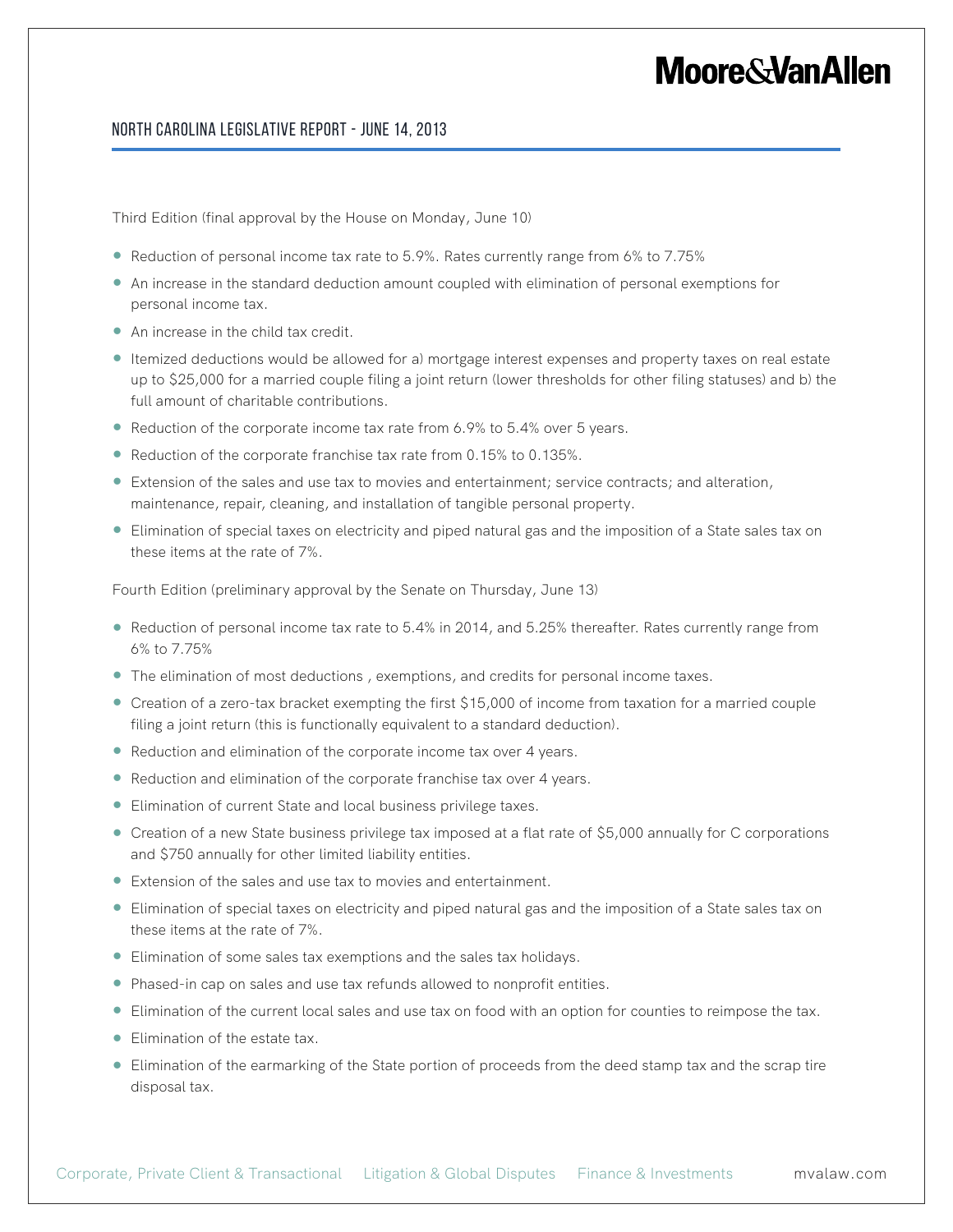Third Edition (final approval by the House on Monday, June 10)

- Reduction of personal income tax rate to 5.9%. Rates currently range from 6% to 7.75%
- An increase in the standard deduction amount coupled with elimination of personal exemptions for personal income tax.
- An increase in the child tax credit.
- Itemized deductions would be allowed for a) mortgage interest expenses and property taxes on real estate up to $25,000 for a married couple filing a joint return (lower thresholds for other filing statuses) and b) the full amount of charitable contributions.
- Reduction of the corporate income tax rate from 6.9% to 5.4% over 5 years.
- Reduction of the corporate franchise tax rate from 0.15% to 0.135%.
- Extension of the sales and use tax to movies and entertainment; service contracts; and alteration, maintenance, repair, cleaning, and installation of tangible personal property.
- Elimination of special taxes on electricity and piped natural gas and the imposition of a State sales tax on these items at the rate of 7%.

Fourth Edition (preliminary approval by the Senate on Thursday, June 13)

- Reduction of personal income tax rate to 5.4% in 2014, and 5.25% thereafter. Rates currently range from 6% to 7.75%
- The elimination of most deductions , exemptions, and credits for personal income taxes.
- Creation of a zero-tax bracket exempting the first $15,000 of income from taxation for a married couple filing a joint return (this is functionally equivalent to a standard deduction).
- Reduction and elimination of the corporate income tax over 4 years.
- Reduction and elimination of the corporate franchise tax over 4 years.
- Elimination of current State and local business privilege taxes.
- Creation of a new State business privilege tax imposed at a flat rate of $5,000 annually for C corporations and $750 annually for other limited liability entities.
- Extension of the sales and use tax to movies and entertainment.
- Elimination of special taxes on electricity and piped natural gas and the imposition of a State sales tax on these items at the rate of 7%.
- Elimination of some sales tax exemptions and the sales tax holidays.
- Phased-in cap on sales and use tax refunds allowed to nonprofit entities.
- Elimination of the current local sales and use tax on food with an option for counties to reimpose the tax.
- Elimination of the estate tax.
- Elimination of the earmarking of the State portion of proceeds from the deed stamp tax and the scrap tire disposal tax.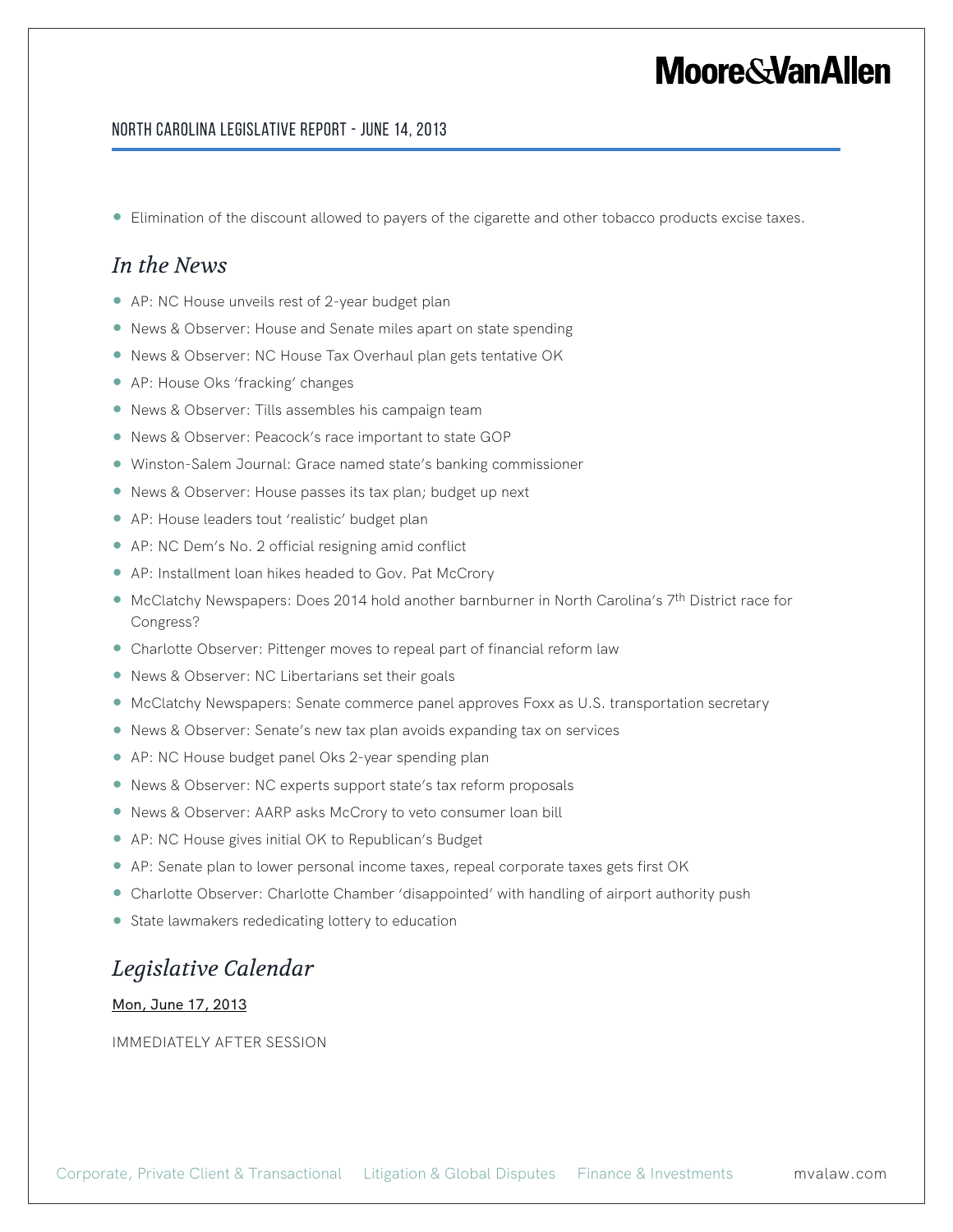- Elimination of the discount allowed to payers of the cigarette and other tobacco products excise taxes.

## *In the News*

- AP: NC House unveils rest of 2-year budget plan
- News & Observer: House and Senate miles apart on state spending
- News & Observer: NC House Tax Overhaul plan gets tentative OK
- AP: House Oks 'fracking' changes
- News & Observer: Tills assembles his campaign team
- News & Observer: Peacock's race important to state GOP
- Winston-Salem Journal: Grace named state's banking commissioner
- News & Observer: House passes its tax plan; budget up next
- AP: House leaders tout 'realistic' budget plan
- AP: NC Dem's No. 2 official resigning amid conflict
- AP: Installment loan hikes headed to Gov. Pat McCrory
- McClatchy Newspapers: Does 2014 hold another barnburner in North Carolina's 7th District race for Congress?
- Charlotte Observer: Pittenger moves to repeal part of financial reform law
- News & Observer: NC Libertarians set their goals
- McClatchy Newspapers: Senate commerce panel approves Foxx as U.S. transportation secretary
- News & Observer: Senate's new tax plan avoids expanding tax on services
- AP: NC House budget panel Oks 2-year spending plan
- News & Observer: NC experts support state's tax reform proposals
- News & Observer: AARP asks McCrory to veto consumer loan bill
- AP: NC House gives initial OK to Republican's Budget
- AP: Senate plan to lower personal income taxes, repeal corporate taxes gets first OK
- Charlotte Observer: Charlotte Chamber 'disappointed' with handling of airport authority push
- State lawmakers rededicating lottery to education

## *Legislative Calendar*

Mon, June 17, 2013

IMMEDIATELY AFTER SESSION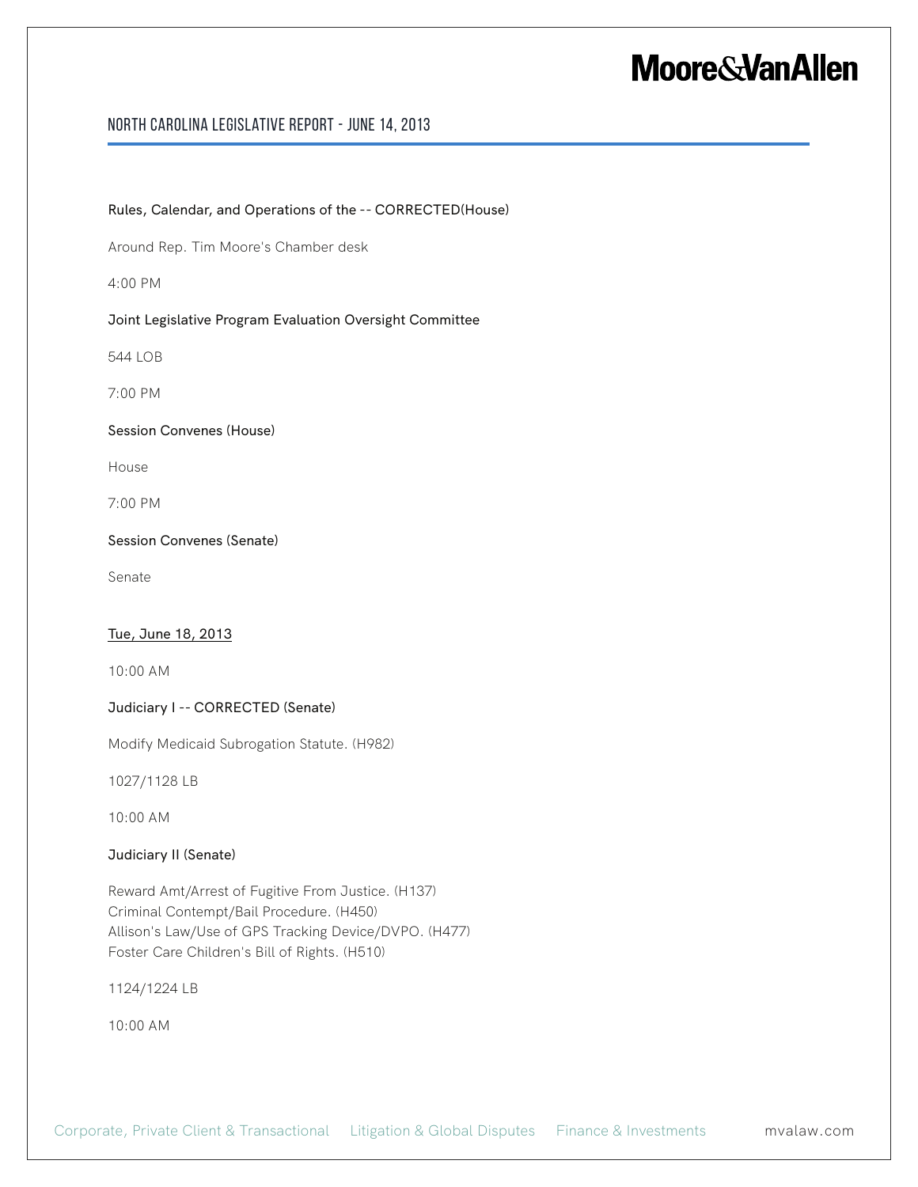**Rules, Calendar, and Operations of the -- CORRECTED(House)**

Around Rep. Tim Moore's Chamber desk

4:00 PM

**Joint Legislative Program Evaluation Oversight Committee**

544 LOB

7:00 PM

**Session Convenes (House)**

House

7:00 PM

**Session Convenes (Senate)**

Senate

<u>Tue, June 18, 2013</u>

10:00 AM

**Judiciary I -- CORRECTED (Senate)**

Modify Medicaid Subrogation Statute. (H982)

1027/1128 LB

10:00 AM

**Judiciary II (Senate)**

Reward Amt/Arrest of Fugitive From Justice. (H137)
Criminal Contempt/Bail Procedure. (H450)
Allison's Law/Use of GPS Tracking Device/DVPO. (H477)
Foster Care Children's Bill of Rights. (H510)

1124/1224 LB

10:00 AM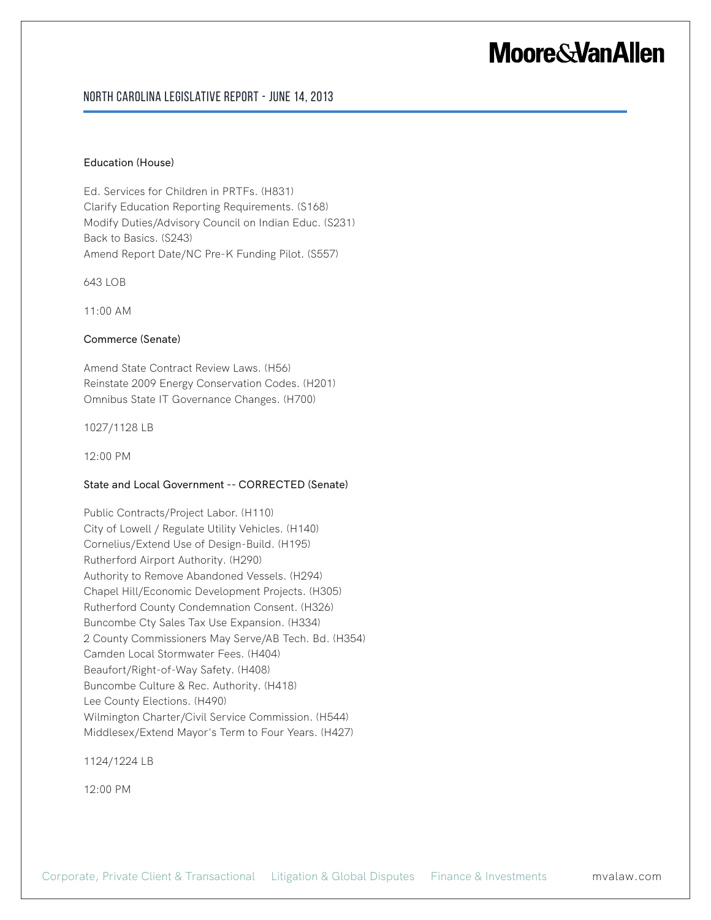### Education (House)

Ed. Services for Children in PRTFs. (H831)
Clarify Education Reporting Requirements. (S168)
Modify Duties/Advisory Council on Indian Educ. (S231)
Back to Basics. (S243)
Amend Report Date/NC Pre-K Funding Pilot. (S557)

643 LOB

11:00 AM

### Commerce (Senate)

Amend State Contract Review Laws. (H56)
Reinstate 2009 Energy Conservation Codes. (H201)
Omnibus State IT Governance Changes. (H700)

1027/1128 LB

12:00 PM

### State and Local Government -- CORRECTED (Senate)

Public Contracts/Project Labor. (H110)
City of Lowell / Regulate Utility Vehicles. (H140)
Cornelius/Extend Use of Design-Build. (H195)
Rutherford Airport Authority. (H290)
Authority to Remove Abandoned Vessels. (H294)
Chapel Hill/Economic Development Projects. (H305)
Rutherford County Condemnation Consent. (H326)
Buncombe Cty Sales Tax Use Expansion. (H334)
2 County Commissioners May Serve/AB Tech. Bd. (H354)
Camden Local Stormwater Fees. (H404)
Beaufort/Right-of-Way Safety. (H408)
Buncombe Culture & Rec. Authority. (H418)
Lee County Elections. (H490)
Wilmington Charter/Civil Service Commission. (H544)
Middlesex/Extend Mayor's Term to Four Years. (H427)

1124/1224 LB

12:00 PM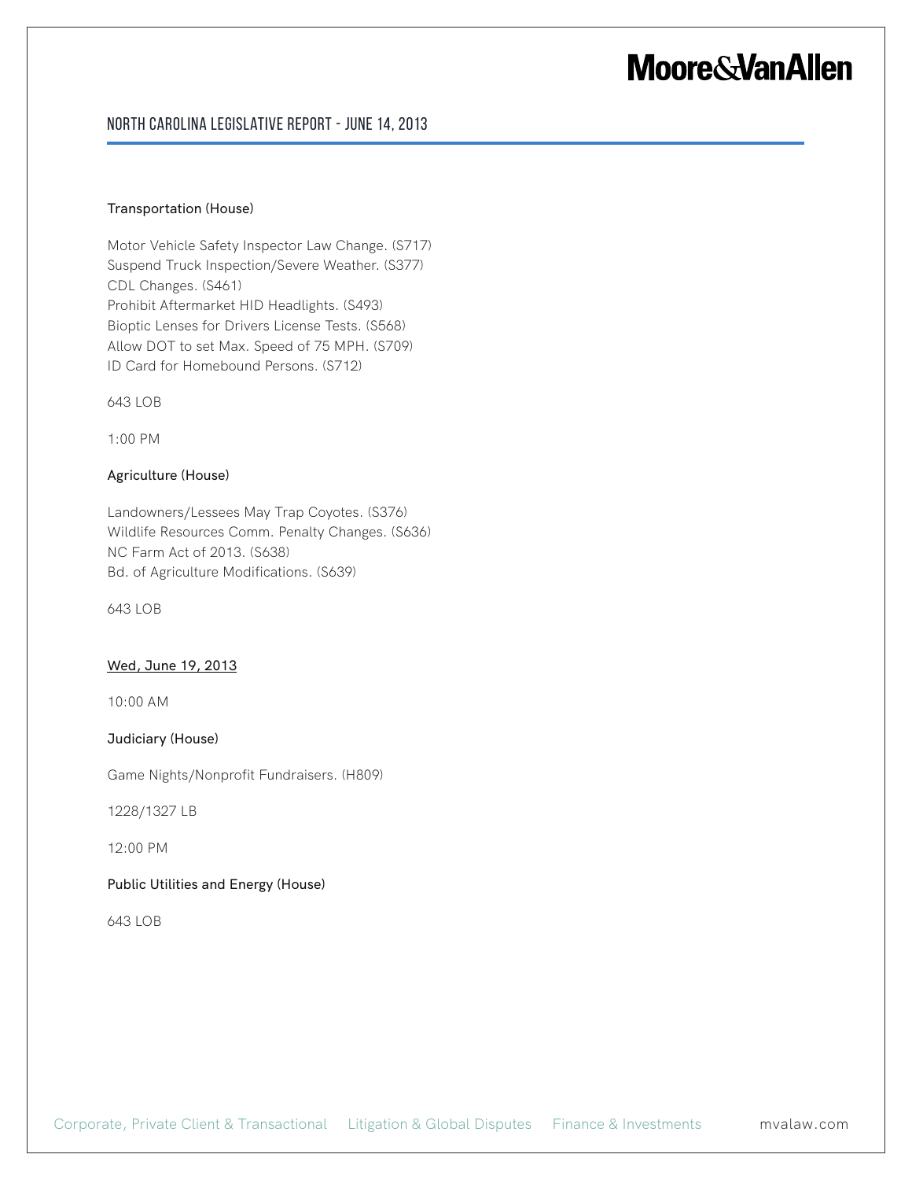**Transportation (House)**

Motor Vehicle Safety Inspector Law Change. (S717)
Suspend Truck Inspection/Severe Weather. (S377)
CDL Changes. (S461)
Prohibit Aftermarket HID Headlights. (S493)
Bioptic Lenses for Drivers License Tests. (S568)
Allow DOT to set Max. Speed of 75 MPH. (S709)
ID Card for Homebound Persons. (S712)

643 LOB

1:00 PM

**Agriculture (House)**

Landowners/Lessees May Trap Coyotes. (S376)
Wildlife Resources Comm. Penalty Changes. (S636)
NC Farm Act of 2013. (S638)
Bd. of Agriculture Modifications. (S639)

643 LOB

<u>Wed, June 19, 2013</u>

10:00 AM

**Judiciary (House)**

Game Nights/Nonprofit Fundraisers. (H809)

1228/1327 LB

12:00 PM

**Public Utilities and Energy (House)**

643 LOB